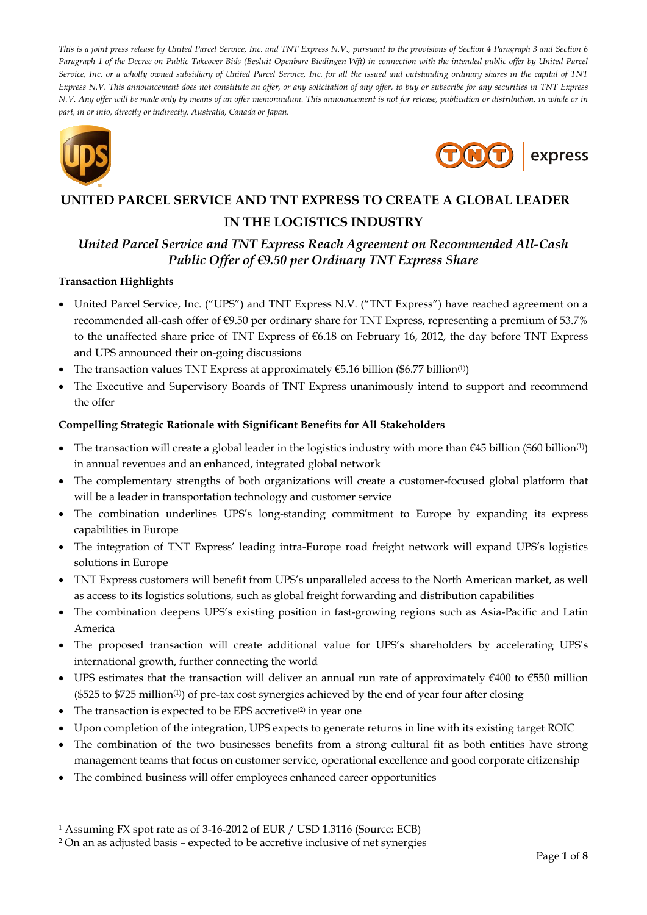*This is a joint press release by United Parcel Service, Inc. and TNT Express N.V., pursuant to the provisions of Section 4 Paragraph 3 and Section 6 Paragraph 1 of the Decree on Public Takeover Bids (Besluit Openbare Biedingen Wft) in connection with the intended public offer by United Parcel Service, Inc. or a wholly owned subsidiary of United Parcel Service, Inc. for all the issued and outstanding ordinary shares in the capital of TNT Express N.V. This announcement does not constitute an offer, or any solicitation of any offer, to buy or subscribe for any securities in TNT Express N.V. Any offer will be made only by means of an offer memorandum. This announcement is not for release, publication or distribution, in whole or in part, in or into, directly or indirectly, Australia, Canada or Japan.*

# UNITED PARCEL SERVICE AND TNT EXPRESS TO CREATE A GLOBAL LEADER IN THE LOGISTICS INDUSTRY

## *United Parcel Service and TNT Express Reach Agreement on Recommended All-Cash Public Offer of €9.50 per Ordinary TNT Express Share*

**Transaction Highlights**

- United Parcel Service, Inc. ("UPS") and TNT Express N.V. ("TNT Express") have reached agreement on a recommended all-cash offer of €9.50 per ordinary share for TNT Express, representing a premium of 53.7% to the unaffected share price of TNT Express of €6.18 on February 16, 2012, the day before TNT Express and UPS announced their on-going discussions
- The transaction values TNT Express at approximately €5.16 billion ($6.77 billion[1])
- The Executive and Supervisory Boards of TNT Express unanimously intend to support and recommend the offer

**Compelling Strategic Rationale with Significant Benefits for All Stakeholders**

- The transaction will create a global leader in the logistics industry with more than €45 billion ($60 billion[1]) in annual revenues and an enhanced, integrated global network
- The complementary strengths of both organizations will create a customer-focused global platform that will be a leader in transportation technology and customer service
- The combination underlines UPS's long-standing commitment to Europe by expanding its express capabilities in Europe
- The integration of TNT Express' leading intra-Europe road freight network will expand UPS's logistics solutions in Europe
- TNT Express customers will benefit from UPS's unparalleled access to the North American market, as well as access to its logistics solutions, such as global freight forwarding and distribution capabilities
- The combination deepens UPS's existing position in fast-growing regions such as Asia-Pacific and Latin America
- The proposed transaction will create additional value for UPS's shareholders by accelerating UPS's international growth, further connecting the world
- UPS estimates that the transaction will deliver an annual run rate of approximately €400 to €550 million ($525 to $725 million[1]) of pre-tax cost synergies achieved by the end of year four after closing
- The transaction is expected to be EPS accretive[2] in year one
- Upon completion of the integration, UPS expects to generate returns in line with its existing target ROIC
- The combination of the two businesses benefits from a strong cultural fit as both entities have strong management teams that focus on customer service, operational excellence and good corporate citizenship
- The combined business will offer employees enhanced career opportunities

[1] Assuming FX spot rate as of 3-16-2012 of EUR / USD 1.3116 (Source: ECB)

[2] On an as adjusted basis – expected to be accretive inclusive of net synergies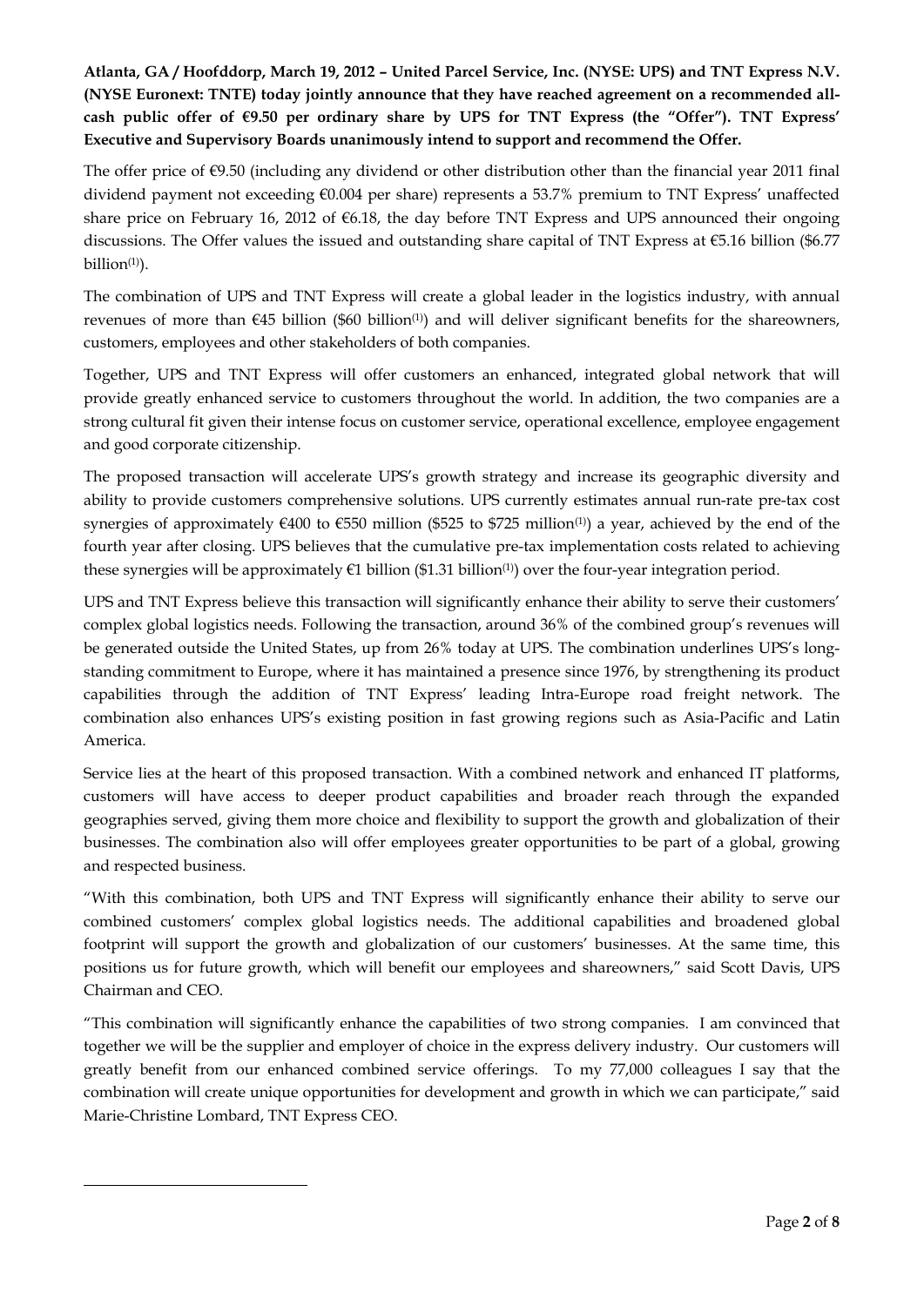**Atlanta, GA / Hoofddorp, March 19, 2012 – United Parcel Service, Inc. (NYSE: UPS) and TNT Express N.V. (NYSE Euronext: TNTE) today jointly announce that they have reached agreement on a recommended all-cash public offer of €9.50 per ordinary share by UPS for TNT Express (the "Offer"). TNT Express' Executive and Supervisory Boards unanimously intend to support and recommend the Offer.**

The offer price of €9.50 (including any dividend or other distribution other than the financial year 2011 final dividend payment not exceeding €0.004 per share) represents a 53.7% premium to TNT Express' unaffected share price on February 16, 2012 of €6.18, the day before TNT Express and UPS announced their ongoing discussions. The Offer values the issued and outstanding share capital of TNT Express at €5.16 billion ($6.77 billion[(1)]).

The combination of UPS and TNT Express will create a global leader in the logistics industry, with annual revenues of more than €45 billion ($60 billion[(1)]) and will deliver significant benefits for the shareowners, customers, employees and other stakeholders of both companies.

Together, UPS and TNT Express will offer customers an enhanced, integrated global network that will provide greatly enhanced service to customers throughout the world. In addition, the two companies are a strong cultural fit given their intense focus on customer service, operational excellence, employee engagement and good corporate citizenship.

The proposed transaction will accelerate UPS's growth strategy and increase its geographic diversity and ability to provide customers comprehensive solutions. UPS currently estimates annual run-rate pre-tax cost synergies of approximately €400 to €550 million ($525 to $725 million[(1)]) a year, achieved by the end of the fourth year after closing. UPS believes that the cumulative pre-tax implementation costs related to achieving these synergies will be approximately €1 billion ($1.31 billion[(1)]) over the four-year integration period.

UPS and TNT Express believe this transaction will significantly enhance their ability to serve their customers' complex global logistics needs. Following the transaction, around 36% of the combined group's revenues will be generated outside the United States, up from 26% today at UPS. The combination underlines UPS's long-standing commitment to Europe, where it has maintained a presence since 1976, by strengthening its product capabilities through the addition of TNT Express' leading Intra-Europe road freight network. The combination also enhances UPS's existing position in fast growing regions such as Asia-Pacific and Latin America.

Service lies at the heart of this proposed transaction. With a combined network and enhanced IT platforms, customers will have access to deeper product capabilities and broader reach through the expanded geographies served, giving them more choice and flexibility to support the growth and globalization of their businesses. The combination also will offer employees greater opportunities to be part of a global, growing and respected business.

"With this combination, both UPS and TNT Express will significantly enhance their ability to serve our combined customers' complex global logistics needs. The additional capabilities and broadened global footprint will support the growth and globalization of our customers' businesses. At the same time, this positions us for future growth, which will benefit our employees and shareowners," said Scott Davis, UPS Chairman and CEO.

"This combination will significantly enhance the capabilities of two strong companies. I am convinced that together we will be the supplier and employer of choice in the express delivery industry. Our customers will greatly benefit from our enhanced combined service offerings. To my 77,000 colleagues I say that the combination will create unique opportunities for development and growth in which we can participate," said Marie-Christine Lombard, TNT Express CEO.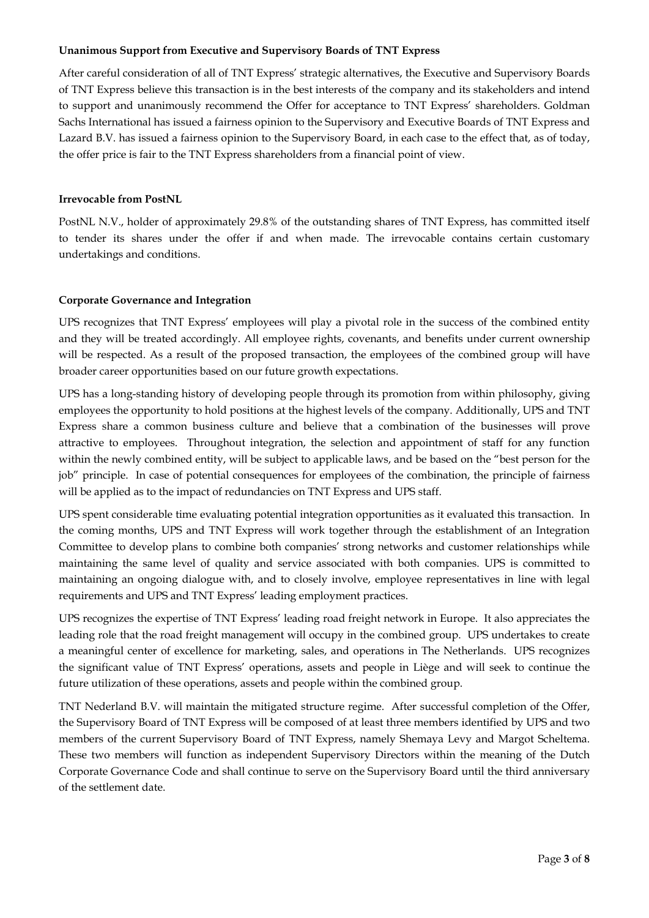**Unanimous Support from Executive and Supervisory Boards of TNT Express**

After careful consideration of all of TNT Express' strategic alternatives, the Executive and Supervisory Boards of TNT Express believe this transaction is in the best interests of the company and its stakeholders and intend to support and unanimously recommend the Offer for acceptance to TNT Express' shareholders. Goldman Sachs International has issued a fairness opinion to the Supervisory and Executive Boards of TNT Express and Lazard B.V. has issued a fairness opinion to the Supervisory Board, in each case to the effect that, as of today, the offer price is fair to the TNT Express shareholders from a financial point of view.

**Irrevocable from PostNL**

PostNL N.V., holder of approximately 29.8% of the outstanding shares of TNT Express, has committed itself to tender its shares under the offer if and when made. The irrevocable contains certain customary undertakings and conditions.

**Corporate Governance and Integration**

UPS recognizes that TNT Express' employees will play a pivotal role in the success of the combined entity and they will be treated accordingly. All employee rights, covenants, and benefits under current ownership will be respected. As a result of the proposed transaction, the employees of the combined group will have broader career opportunities based on our future growth expectations.

UPS has a long-standing history of developing people through its promotion from within philosophy, giving employees the opportunity to hold positions at the highest levels of the company. Additionally, UPS and TNT Express share a common business culture and believe that a combination of the businesses will prove attractive to employees. Throughout integration, the selection and appointment of staff for any function within the newly combined entity, will be subject to applicable laws, and be based on the "best person for the job" principle. In case of potential consequences for employees of the combination, the principle of fairness will be applied as to the impact of redundancies on TNT Express and UPS staff.

UPS spent considerable time evaluating potential integration opportunities as it evaluated this transaction. In the coming months, UPS and TNT Express will work together through the establishment of an Integration Committee to develop plans to combine both companies' strong networks and customer relationships while maintaining the same level of quality and service associated with both companies. UPS is committed to maintaining an ongoing dialogue with, and to closely involve, employee representatives in line with legal requirements and UPS and TNT Express' leading employment practices.

UPS recognizes the expertise of TNT Express' leading road freight network in Europe. It also appreciates the leading role that the road freight management will occupy in the combined group. UPS undertakes to create a meaningful center of excellence for marketing, sales, and operations in The Netherlands. UPS recognizes the significant value of TNT Express' operations, assets and people in Liège and will seek to continue the future utilization of these operations, assets and people within the combined group.

TNT Nederland B.V. will maintain the mitigated structure regime. After successful completion of the Offer, the Supervisory Board of TNT Express will be composed of at least three members identified by UPS and two members of the current Supervisory Board of TNT Express, namely Shemaya Levy and Margot Scheltema. These two members will function as independent Supervisory Directors within the meaning of the Dutch Corporate Governance Code and shall continue to serve on the Supervisory Board until the third anniversary of the settlement date.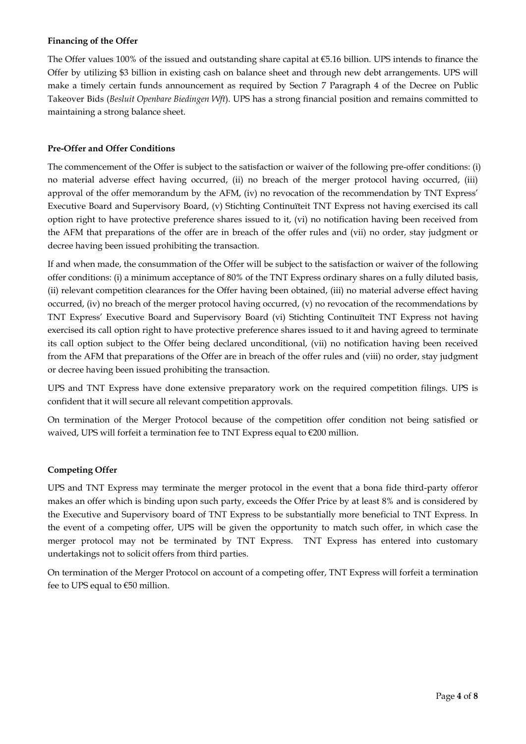**Financing of the Offer**

The Offer values 100% of the issued and outstanding share capital at €5.16 billion. UPS intends to finance the Offer by utilizing $3 billion in existing cash on balance sheet and through new debt arrangements. UPS will make a timely certain funds announcement as required by Section 7 Paragraph 4 of the Decree on Public Takeover Bids (*Besluit Openbare Biedingen Wft*). UPS has a strong financial position and remains committed to maintaining a strong balance sheet.

**Pre-Offer and Offer Conditions**

The commencement of the Offer is subject to the satisfaction or waiver of the following pre-offer conditions: (i) no material adverse effect having occurred, (ii) no breach of the merger protocol having occurred, (iii) approval of the offer memorandum by the AFM, (iv) no revocation of the recommendation by TNT Express' Executive Board and Supervisory Board, (v) Stichting Continuïteit TNT Express not having exercised its call option right to have protective preference shares issued to it, (vi) no notification having been received from the AFM that preparations of the offer are in breach of the offer rules and (vii) no order, stay judgment or decree having been issued prohibiting the transaction.

If and when made, the consummation of the Offer will be subject to the satisfaction or waiver of the following offer conditions: (i) a minimum acceptance of 80% of the TNT Express ordinary shares on a fully diluted basis, (ii) relevant competition clearances for the Offer having been obtained, (iii) no material adverse effect having occurred, (iv) no breach of the merger protocol having occurred, (v) no revocation of the recommendations by TNT Express' Executive Board and Supervisory Board (vi) Stichting Continuïteit TNT Express not having exercised its call option right to have protective preference shares issued to it and having agreed to terminate its call option subject to the Offer being declared unconditional, (vii) no notification having been received from the AFM that preparations of the Offer are in breach of the offer rules and (viii) no order, stay judgment or decree having been issued prohibiting the transaction.

UPS and TNT Express have done extensive preparatory work on the required competition filings. UPS is confident that it will secure all relevant competition approvals.

On termination of the Merger Protocol because of the competition offer condition not being satisfied or waived, UPS will forfeit a termination fee to TNT Express equal to €200 million.

**Competing Offer**

UPS and TNT Express may terminate the merger protocol in the event that a bona fide third-party offeror makes an offer which is binding upon such party, exceeds the Offer Price by at least 8% and is considered by the Executive and Supervisory board of TNT Express to be substantially more beneficial to TNT Express. In the event of a competing offer, UPS will be given the opportunity to match such offer, in which case the merger protocol may not be terminated by TNT Express. TNT Express has entered into customary undertakings not to solicit offers from third parties.

On termination of the Merger Protocol on account of a competing offer, TNT Express will forfeit a termination fee to UPS equal to €50 million.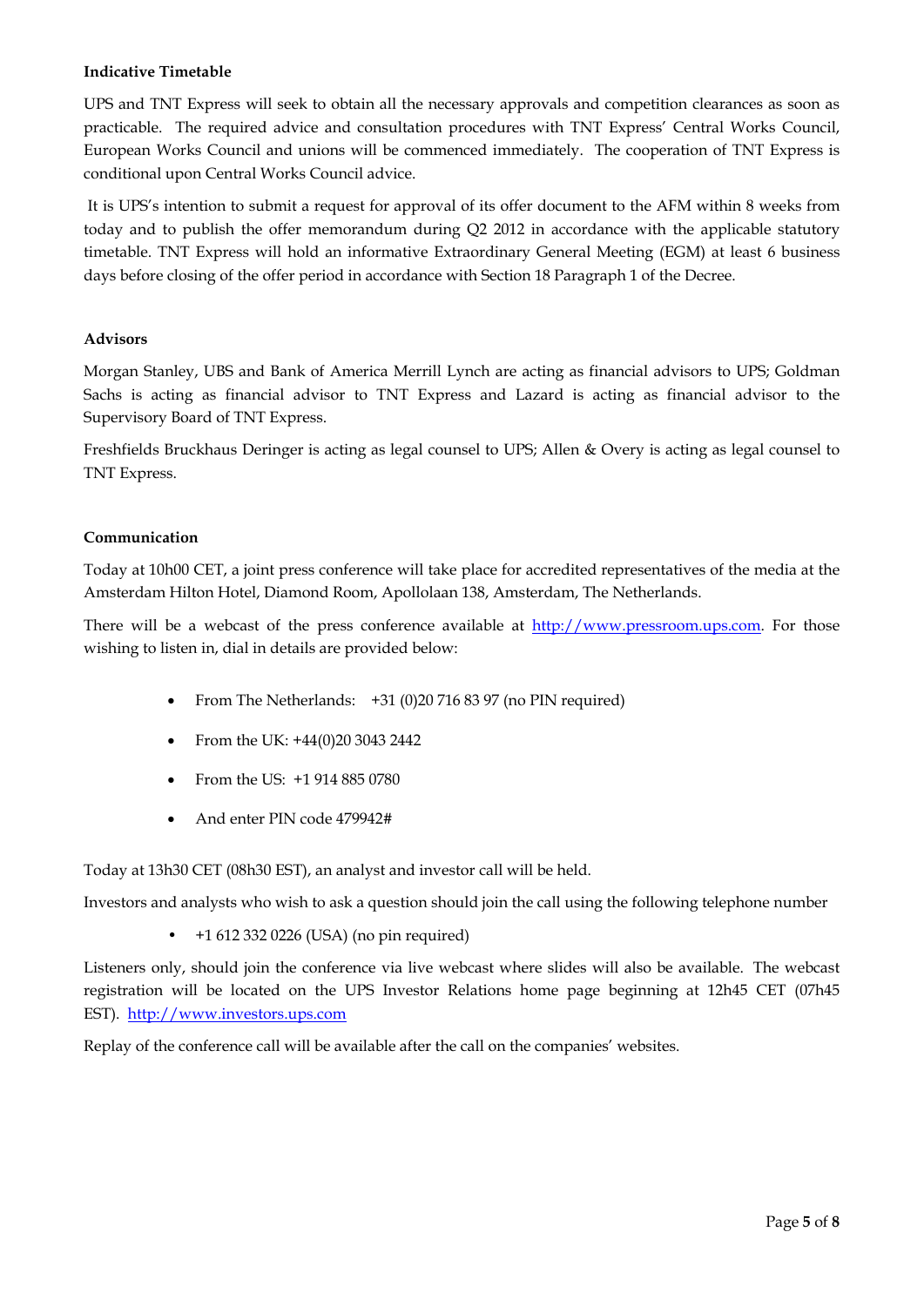**Indicative Timetable**

UPS and TNT Express will seek to obtain all the necessary approvals and competition clearances as soon as practicable. The required advice and consultation procedures with TNT Express' Central Works Council, European Works Council and unions will be commenced immediately. The cooperation of TNT Express is conditional upon Central Works Council advice.

It is UPS's intention to submit a request for approval of its offer document to the AFM within 8 weeks from today and to publish the offer memorandum during Q2 2012 in accordance with the applicable statutory timetable. TNT Express will hold an informative Extraordinary General Meeting (EGM) at least 6 business days before closing of the offer period in accordance with Section 18 Paragraph 1 of the Decree.

**Advisors**

Morgan Stanley, UBS and Bank of America Merrill Lynch are acting as financial advisors to UPS; Goldman Sachs is acting as financial advisor to TNT Express and Lazard is acting as financial advisor to the Supervisory Board of TNT Express.

Freshfields Bruckhaus Deringer is acting as legal counsel to UPS; Allen & Overy is acting as legal counsel to TNT Express.

**Communication**

Today at 10h00 CET, a joint press conference will take place for accredited representatives of the media at the Amsterdam Hilton Hotel, Diamond Room, Apollolaan 138, Amsterdam, The Netherlands.

There will be a webcast of the press conference available at http://www.pressroom.ups.com. For those wishing to listen in, dial in details are provided below:

- From The Netherlands: +31 (0)20 716 83 97 (no PIN required)
- From the UK: +44(0)20 3043 2442
- From the US: +1 914 885 0780
- And enter PIN code 479942#

Today at 13h30 CET (08h30 EST), an analyst and investor call will be held.

Investors and analysts who wish to ask a question should join the call using the following telephone number

- +1 612 332 0226 (USA) (no pin required)

Listeners only, should join the conference via live webcast where slides will also be available. The webcast registration will be located on the UPS Investor Relations home page beginning at 12h45 CET (07h45 EST). http://www.investors.ups.com

Replay of the conference call will be available after the call on the companies' websites.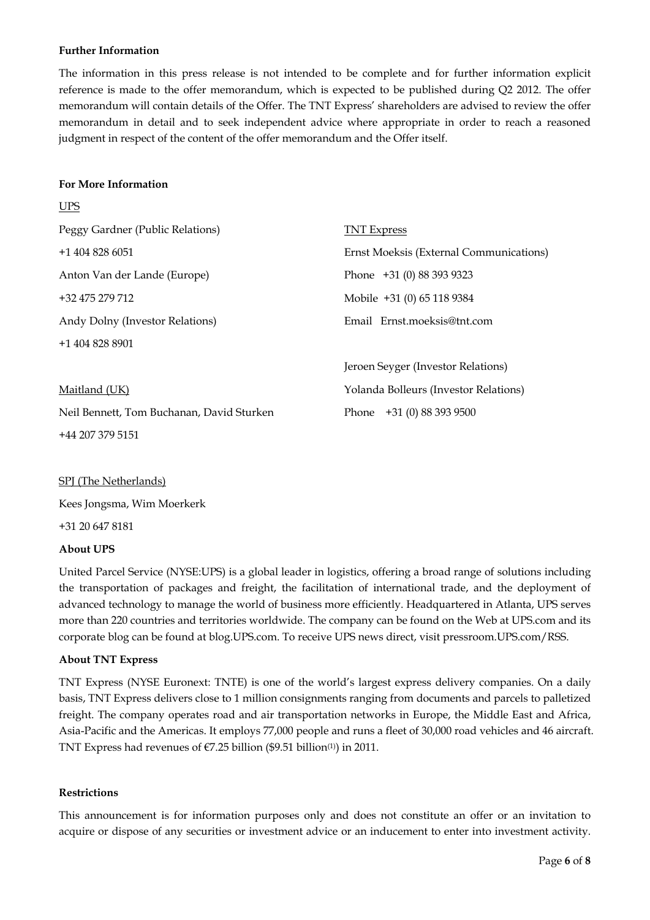**Further Information**

The information in this press release is not intended to be complete and for further information explicit reference is made to the offer memorandum, which is expected to be published during Q2 2012. The offer memorandum will contain details of the Offer. The TNT Express' shareholders are advised to review the offer memorandum in detail and to seek independent advice where appropriate in order to reach a reasoned judgment in respect of the content of the offer memorandum and the Offer itself.

**For More Information**

UPS

Peggy Gardner (Public Relations)
+1 404 828 6051
Anton Van der Lande (Europe)
+32 475 279 712
Andy Dolny (Investor Relations)
+1 404 828 8901

Maitland (UK)
Neil Bennett, Tom Buchanan, David Sturken
+44 207 379 5151

SPJ (The Netherlands)
Kees Jongsma, Wim Moerkerk
+31 20 647 8181

TNT Express

Ernst Moeksis (External Communications)
Phone +31 (0) 88 393 9323
Mobile +31 (0) 65 118 9384
Email Ernst.moeksis@tnt.com

Jeroen Seyger (Investor Relations)
Yolanda Bolleurs (Investor Relations)
Phone +31 (0) 88 393 9500

**About UPS**

United Parcel Service (NYSE:UPS) is a global leader in logistics, offering a broad range of solutions including the transportation of packages and freight, the facilitation of international trade, and the deployment of advanced technology to manage the world of business more efficiently. Headquartered in Atlanta, UPS serves more than 220 countries and territories worldwide. The company can be found on the Web at UPS.com and its corporate blog can be found at blog.UPS.com. To receive UPS news direct, visit pressroom.UPS.com/RSS.

**About TNT Express**

TNT Express (NYSE Euronext: TNTE) is one of the world's largest express delivery companies. On a daily basis, TNT Express delivers close to 1 million consignments ranging from documents and parcels to palletized freight. The company operates road and air transportation networks in Europe, the Middle East and Africa, Asia-Pacific and the Americas. It employs 77,000 people and runs a fleet of 30,000 road vehicles and 46 aircraft. TNT Express had revenues of €7.25 billion ($9.51 billion[(1)]) in 2011.

**Restrictions**

This announcement is for information purposes only and does not constitute an offer or an invitation to acquire or dispose of any securities or investment advice or an inducement to enter into investment activity.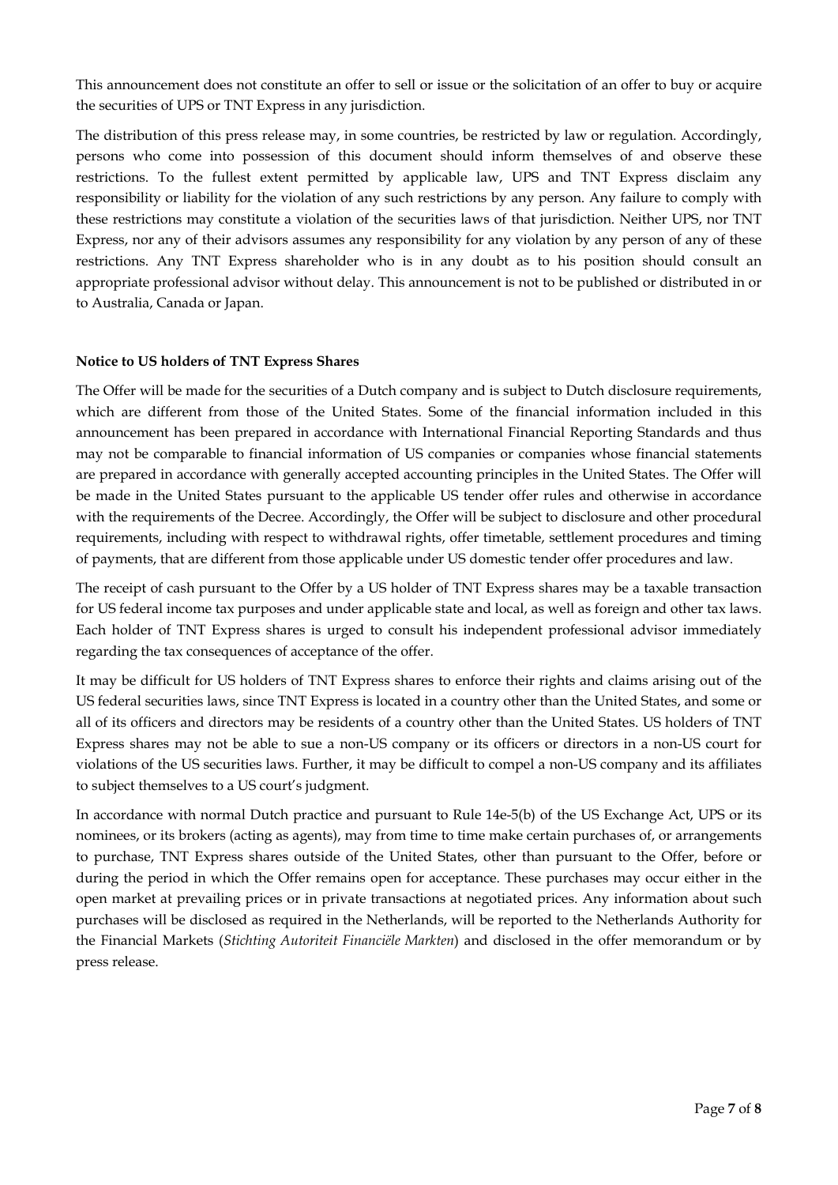This announcement does not constitute an offer to sell or issue or the solicitation of an offer to buy or acquire the securities of UPS or TNT Express in any jurisdiction.

The distribution of this press release may, in some countries, be restricted by law or regulation. Accordingly, persons who come into possession of this document should inform themselves of and observe these restrictions. To the fullest extent permitted by applicable law, UPS and TNT Express disclaim any responsibility or liability for the violation of any such restrictions by any person. Any failure to comply with these restrictions may constitute a violation of the securities laws of that jurisdiction. Neither UPS, nor TNT Express, nor any of their advisors assumes any responsibility for any violation by any person of any of these restrictions. Any TNT Express shareholder who is in any doubt as to his position should consult an appropriate professional advisor without delay. This announcement is not to be published or distributed in or to Australia, Canada or Japan.

**Notice to US holders of TNT Express Shares**

The Offer will be made for the securities of a Dutch company and is subject to Dutch disclosure requirements, which are different from those of the United States. Some of the financial information included in this announcement has been prepared in accordance with International Financial Reporting Standards and thus may not be comparable to financial information of US companies or companies whose financial statements are prepared in accordance with generally accepted accounting principles in the United States. The Offer will be made in the United States pursuant to the applicable US tender offer rules and otherwise in accordance with the requirements of the Decree. Accordingly, the Offer will be subject to disclosure and other procedural requirements, including with respect to withdrawal rights, offer timetable, settlement procedures and timing of payments, that are different from those applicable under US domestic tender offer procedures and law.

The receipt of cash pursuant to the Offer by a US holder of TNT Express shares may be a taxable transaction for US federal income tax purposes and under applicable state and local, as well as foreign and other tax laws. Each holder of TNT Express shares is urged to consult his independent professional advisor immediately regarding the tax consequences of acceptance of the offer.

It may be difficult for US holders of TNT Express shares to enforce their rights and claims arising out of the US federal securities laws, since TNT Express is located in a country other than the United States, and some or all of its officers and directors may be residents of a country other than the United States. US holders of TNT Express shares may not be able to sue a non-US company or its officers or directors in a non-US court for violations of the US securities laws. Further, it may be difficult to compel a non-US company and its affiliates to subject themselves to a US court's judgment.

In accordance with normal Dutch practice and pursuant to Rule 14e-5(b) of the US Exchange Act, UPS or its nominees, or its brokers (acting as agents), may from time to time make certain purchases of, or arrangements to purchase, TNT Express shares outside of the United States, other than pursuant to the Offer, before or during the period in which the Offer remains open for acceptance. These purchases may occur either in the open market at prevailing prices or in private transactions at negotiated prices. Any information about such purchases will be disclosed as required in the Netherlands, will be reported to the Netherlands Authority for the Financial Markets (*Stichting Autoriteit Financiële Markten*) and disclosed in the offer memorandum or by press release.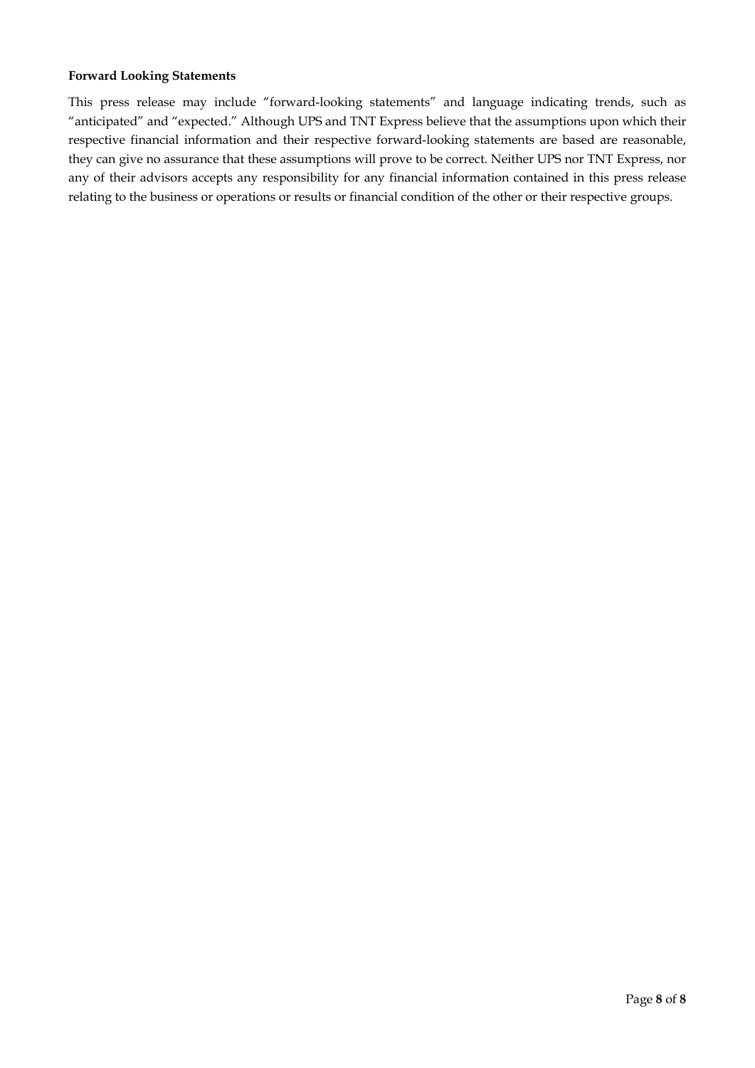**Forward Looking Statements**

This press release may include "forward-looking statements" and language indicating trends, such as "anticipated" and "expected." Although UPS and TNT Express believe that the assumptions upon which their respective financial information and their respective forward-looking statements are based are reasonable, they can give no assurance that these assumptions will prove to be correct. Neither UPS nor TNT Express, nor any of their advisors accepts any responsibility for any financial information contained in this press release relating to the business or operations or results or financial condition of the other or their respective groups.